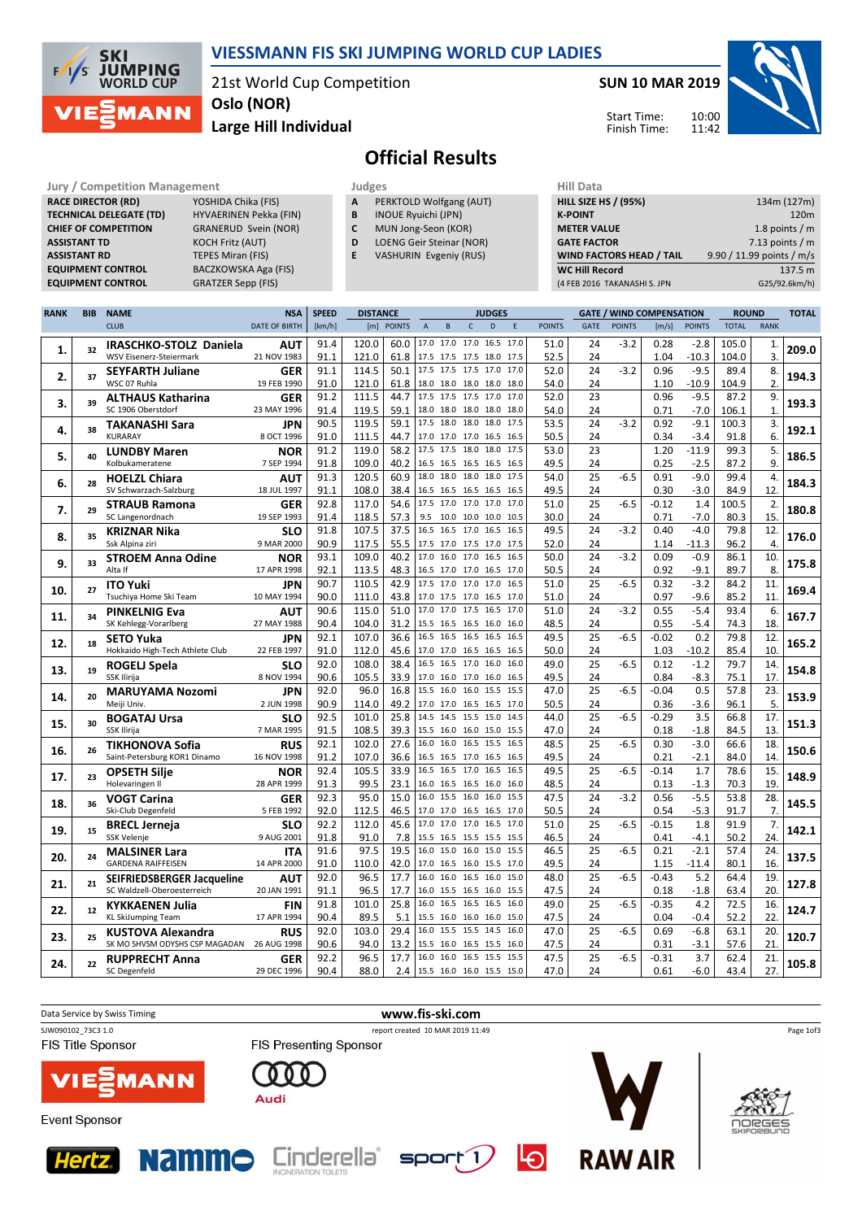# VIESSMANN FIS SKI JUMPING WORLD CUP LADIES

21st World Cup Competition
Oslo (NOR)
Large Hill Individual

**SUN 10 MAR 2019**

Start Time: 10:00
Finish Time: 11:42

## Official Results

| Jury / Competition Management | |
|---|---|
| RACE DIRECTOR (RD) | YOSHIDA Chika (FIS) |
| TECHNICAL DELEGATE (TD) | HYVAERINEN Pekka (FIN) |
| CHIEF OF COMPETITION | GRANERUD Svein (NOR) |
| ASSISTANT TD | KOCH Fritz (AUT) |
| ASSISTANT RD | TEPES Miran (FIS) |
| EQUIPMENT CONTROL | BACZKOWSKA Aga (FIS) |
| EQUIPMENT CONTROL | GRATZER Sepp (FIS) |

| Judges | |
|---|---|
| A | PERKTOLD Wolfgang (AUT) |
| B | INOUE Ryuichi (JPN) |
| C | MUN Jong-Seon (KOR) |
| D | LOENG Geir Steinar (NOR) |
| E | VASHURIN Evgeniy (RUS) |

| Hill Data | |
|---|---|
| HILL SIZE HS / (95%) | 134m (127m) |
| K-POINT | 120m |
| METER VALUE | 1.8 points / m |
| GATE FACTOR | 7.13 points / m |
| WIND FACTORS HEAD / TAIL | 9.90 / 11.99 points / m/s |
| WC Hill Record | 137.5 m |
| (4 FEB 2016 TAKANASHI S. JPN | G25/92.6km/h) |

| RANK | BIB | NAME / CLUB | NSA / DATE OF BIRTH | SPEED [km/h] | DISTANCE [m] | DISTANCE POINTS | A | B | C | D | E | JUDGES POINTS | GATE | GATE POINTS | WIND [m/s] | WIND POINTS | ROUND TOTAL | ROUND RANK | TOTAL |
|---|---|---|---|---|---|---|---|---|---|---|---|---|---|---|---|---|---|---|---|
| 1. | 32 | IRASCHKO-STOLZ Daniela | AUT | 91.4 | 120.0 | 60.0 | 17.0 | 17.0 | 17.0 | 16.5 | 17.0 | 51.0 | 24 | -3.2 | 0.28 | -2.8 | 105.0 | 1. | 209.0 |
| | | WSV Eisenerz-Steiermark | 21 NOV 1983 | 91.1 | 121.0 | 61.8 | 17.5 | 17.5 | 17.5 | 18.0 | 17.5 | 52.5 | 24 | | 1.04 | -10.3 | 104.0 | 3. | |
| 2. | 37 | SEYFARTH Juliane | GER | 91.1 | 114.5 | 50.1 | 17.5 | 17.5 | 17.5 | 17.0 | 17.0 | 52.0 | 24 | -3.2 | 0.96 | -9.5 | 89.4 | 8. | 194.3 |
| | | WSC 07 Ruhla | 19 FEB 1990 | 91.0 | 121.0 | 61.8 | 18.0 | 18.0 | 18.0 | 18.0 | 18.0 | 54.0 | 24 | | 1.10 | -10.9 | 104.9 | 2. | |
| 3. | 39 | ALTHAUS Katharina | GER | 91.2 | 111.5 | 44.7 | 17.5 | 17.5 | 17.5 | 17.0 | 17.0 | 52.0 | 23 | | 0.96 | -9.5 | 87.2 | 9. | 193.3 |
| | | SC 1906 Oberstdorf | 23 MAY 1996 | 91.4 | 119.5 | 59.1 | 18.0 | 18.0 | 18.0 | 18.0 | 18.0 | 54.0 | 24 | | 0.71 | -7.0 | 106.1 | 1. | |
| 4. | 38 | TAKANASHI Sara | JPN | 90.5 | 119.5 | 59.1 | 17.5 | 18.0 | 18.0 | 18.0 | 17.5 | 53.5 | 24 | -3.2 | 0.92 | -9.1 | 100.3 | 3. | 192.1 |
| | | KURARAY | 8 OCT 1996 | 91.0 | 111.5 | 44.7 | 17.0 | 17.0 | 17.0 | 16.5 | 16.5 | 50.5 | 24 | | 0.34 | -3.4 | 91.8 | 6. | |
| 5. | 40 | LUNDBY Maren | NOR | 91.2 | 119.0 | 58.2 | 17.5 | 17.5 | 18.0 | 18.0 | 17.5 | 53.0 | 23 | | 1.20 | -11.9 | 99.3 | 5. | 186.5 |
| | | Kolbukameratene | 7 SEP 1994 | 91.8 | 109.0 | 40.2 | 16.5 | 16.5 | 16.5 | 16.5 | 16.5 | 49.5 | 24 | | 0.25 | -2.5 | 87.2 | 9. | |
| 6. | 28 | HOELZL Chiara | AUT | 91.3 | 120.5 | 60.9 | 18.0 | 18.0 | 18.0 | 18.0 | 17.5 | 54.0 | 25 | -6.5 | 0.91 | -9.0 | 99.4 | 4. | 184.3 |
| | | SV Schwarzach-Salzburg | 18 JUL 1997 | 91.1 | 108.0 | 38.4 | 16.5 | 16.5 | 16.5 | 16.5 | 16.5 | 49.5 | 24 | | 0.30 | -3.0 | 84.9 | 12. | |
| 7. | 29 | STRAUB Ramona | GER | 92.8 | 117.0 | 54.6 | 17.5 | 17.0 | 17.0 | 17.0 | 17.0 | 51.0 | 25 | -6.5 | -0.12 | 1.4 | 100.5 | 2. | 180.8 |
| | | SC Langenordnach | 19 SEP 1993 | 91.4 | 118.5 | 57.3 | 9.5 | 10.0 | 10.0 | 10.0 | 10.5 | 30.0 | 24 | | 0.71 | -7.0 | 80.3 | 15. | |
| 8. | 35 | KRIZNAR Nika | SLO | 91.8 | 107.5 | 37.5 | 16.5 | 16.5 | 17.0 | 16.5 | 16.5 | 49.5 | 24 | -3.2 | 0.40 | -4.0 | 79.8 | 12. | 176.0 |
| | | Ssk Alpina ziri | 9 MAR 2000 | 90.9 | 117.5 | 55.5 | 17.5 | 17.0 | 17.5 | 17.0 | 17.5 | 52.0 | 24 | | 1.14 | -11.3 | 96.2 | 4. | |
| 9. | 33 | STROEM Anna Odine | NOR | 93.1 | 109.0 | 40.2 | 17.0 | 16.0 | 17.0 | 16.5 | 16.5 | 50.0 | 24 | -3.2 | 0.09 | -0.9 | 86.1 | 10. | 175.8 |
| | | Alta If | 17 APR 1998 | 92.1 | 113.5 | 48.3 | 16.5 | 17.0 | 17.0 | 16.5 | 17.0 | 50.5 | 24 | | 0.92 | -9.1 | 89.7 | 8. | |
| 10. | 27 | ITO Yuki | JPN | 90.7 | 110.5 | 42.9 | 17.5 | 17.0 | 17.0 | 17.0 | 16.5 | 51.0 | 25 | -6.5 | 0.32 | -3.2 | 84.2 | 11. | 169.4 |
| | | Tsuchiya Home Ski Team | 10 MAY 1994 | 90.0 | 111.0 | 43.8 | 17.0 | 17.5 | 17.0 | 16.5 | 17.0 | 51.0 | 24 | | 0.97 | -9.6 | 85.2 | 11. | |
| 11. | 34 | PINKELNIG Eva | AUT | 90.6 | 115.0 | 51.0 | 17.0 | 17.0 | 17.5 | 16.5 | 17.0 | 51.0 | 24 | -3.2 | 0.55 | -5.4 | 93.4 | 6. | 167.7 |
| | | SK Kehlegg-Vorarlberg | 27 MAY 1988 | 90.4 | 104.0 | 31.2 | 15.5 | 16.5 | 16.5 | 16.0 | 16.0 | 48.5 | 24 | | 0.55 | -5.4 | 74.3 | 18. | |
| 12. | 18 | SETO Yuka | JPN | 92.1 | 107.0 | 36.6 | 16.5 | 16.5 | 16.5 | 16.5 | 16.5 | 49.5 | 25 | -6.5 | -0.02 | 0.2 | 79.8 | 12. | 165.2 |
| | | Hokkaido High-Tech Athlete Club | 22 FEB 1997 | 91.0 | 112.0 | 45.6 | 17.0 | 17.0 | 16.5 | 16.5 | 16.5 | 50.0 | 24 | | 1.03 | -10.2 | 85.4 | 10. | |
| 13. | 19 | ROGELJ Spela | SLO | 92.0 | 108.0 | 38.4 | 16.5 | 16.5 | 17.0 | 16.0 | 16.0 | 49.0 | 25 | -6.5 | 0.12 | -1.2 | 79.7 | 14. | 154.8 |
| | | SSK Ilirija | 8 NOV 1994 | 90.6 | 105.5 | 33.9 | 17.0 | 16.0 | 17.0 | 16.0 | 16.5 | 49.5 | 24 | | 0.84 | -8.3 | 75.1 | 17. | |
| 14. | 20 | MARUYAMA Nozomi | JPN | 92.0 | 96.0 | 16.8 | 15.5 | 16.0 | 16.0 | 15.5 | 15.5 | 47.0 | 25 | -6.5 | -0.04 | 0.5 | 57.8 | 23. | 153.9 |
| | | Meiji Univ. | 2 JUN 1998 | 90.9 | 114.0 | 49.2 | 17.0 | 17.0 | 16.5 | 16.5 | 17.0 | 50.5 | 24 | | 0.36 | -3.6 | 96.1 | 5. | |
| 15. | 30 | BOGATAJ Ursa | SLO | 92.5 | 101.0 | 25.8 | 14.5 | 14.5 | 15.5 | 15.0 | 14.5 | 44.0 | 25 | -6.5 | -0.29 | 3.5 | 66.8 | 17. | 151.3 |
| | | SSK Ilirija | 7 MAR 1995 | 91.5 | 108.5 | 39.3 | 15.5 | 16.0 | 16.0 | 15.0 | 15.5 | 47.0 | 24 | | 0.18 | -1.8 | 84.5 | 13. | |
| 16. | 26 | TIKHONOVA Sofia | RUS | 92.1 | 102.0 | 27.6 | 16.0 | 16.0 | 16.5 | 15.5 | 16.5 | 48.5 | 25 | -6.5 | 0.30 | -3.0 | 66.6 | 18. | 150.6 |
| | | Saint-Petersburg KOR1 Dinamo | 16 NOV 1998 | 91.2 | 107.0 | 36.6 | 16.5 | 16.5 | 17.0 | 16.5 | 16.5 | 49.5 | 24 | | 0.21 | -2.1 | 84.0 | 14. | |
| 17. | 23 | OPSETH Silje | NOR | 92.4 | 105.5 | 33.9 | 16.5 | 16.5 | 17.0 | 16.5 | 16.5 | 49.5 | 25 | -6.5 | -0.14 | 1.7 | 78.6 | 15. | 148.9 |
| | | Holevaringen Il | 28 APR 1999 | 91.3 | 99.5 | 23.1 | 16.0 | 16.5 | 16.5 | 16.0 | 16.0 | 48.5 | 24 | | 0.13 | -1.3 | 70.3 | 19. | |
| 18. | 36 | VOGT Carina | GER | 92.3 | 95.0 | 15.0 | 16.0 | 15.5 | 16.0 | 16.0 | 15.5 | 47.5 | 24 | -3.2 | 0.56 | -5.5 | 53.8 | 28. | 145.5 |
| | | Ski-Club Degenfeld | 5 FEB 1992 | 92.0 | 112.5 | 46.5 | 17.0 | 17.0 | 16.5 | 16.5 | 17.0 | 50.5 | 24 | | 0.54 | -5.3 | 91.7 | 7. | |
| 19. | 15 | BRECL Jerneja | SLO | 92.2 | 112.0 | 45.6 | 17.0 | 17.0 | 17.0 | 16.5 | 17.0 | 51.0 | 25 | -6.5 | -0.15 | 1.8 | 91.9 | 7. | 142.1 |
| | | SSK Velenje | 9 AUG 2001 | 91.8 | 91.0 | 7.8 | 15.5 | 16.5 | 15.5 | 15.5 | 15.5 | 46.5 | 24 | | 0.41 | -4.1 | 50.2 | 24. | |
| 20. | 24 | MALSINER Lara | ITA | 91.6 | 97.5 | 19.5 | 16.0 | 15.0 | 16.0 | 15.0 | 15.5 | 46.5 | 25 | -6.5 | 0.21 | -2.1 | 57.4 | 24. | 137.5 |
| | | GARDENA RAIFFEISEN | 14 APR 2000 | 91.0 | 110.0 | 42.0 | 17.0 | 16.5 | 16.0 | 15.5 | 17.0 | 49.5 | 24 | | 1.15 | -11.4 | 80.1 | 16. | |
| 21. | 21 | SEIFRIEDSBERGER Jacqueline | AUT | 92.0 | 96.5 | 17.7 | 16.0 | 16.0 | 16.5 | 16.0 | 15.0 | 48.0 | 25 | -6.5 | -0.43 | 5.2 | 64.4 | 19. | 127.8 |
| | | SC Waldzell-Oberoesterreich | 20 JAN 1991 | 91.1 | 96.5 | 17.7 | 16.0 | 15.5 | 16.5 | 16.0 | 15.5 | 47.5 | 24 | | 0.18 | -1.8 | 63.4 | 20. | |
| 22. | 12 | KYKKAENEN Julia | FIN | 91.8 | 101.0 | 25.8 | 16.0 | 16.5 | 16.5 | 16.5 | 16.0 | 49.0 | 25 | -6.5 | -0.35 | 4.2 | 72.5 | 16. | 124.7 |
| | | KL SkiJumping Team | 17 APR 1994 | 90.4 | 89.5 | 5.1 | 15.5 | 16.0 | 16.0 | 16.0 | 15.0 | 47.5 | 24 | | 0.04 | -0.4 | 52.2 | 22. | |
| 23. | 25 | KUSTOVA Alexandra | RUS | 92.0 | 103.0 | 29.4 | 16.0 | 15.5 | 15.5 | 14.5 | 16.0 | 47.0 | 25 | -6.5 | 0.69 | -6.8 | 63.1 | 20. | 120.7 |
| | | SK MO SHVSM ODYSHS CSP MAGADAN | 26 AUG 1998 | 90.6 | 94.0 | 13.2 | 15.5 | 16.0 | 16.5 | 15.5 | 16.0 | 47.5 | 24 | | 0.31 | -3.1 | 57.6 | 21. | |
| 24. | 22 | RUPPRECHT Anna | GER | 92.2 | 96.5 | 17.7 | 16.0 | 16.0 | 16.5 | 15.5 | 15.5 | 47.5 | 25 | -6.5 | -0.31 | 3.7 | 62.4 | 21. | 105.8 |
| | | SC Degenfeld | 29 DEC 1996 | 90.4 | 88.0 | 2.4 | 15.5 | 16.0 | 16.0 | 15.5 | 15.0 | 47.0 | 24 | | 0.61 | -6.0 | 43.4 | 27. | |

Data Service by Swiss Timing — www.fis-ski.com

SJW090102_73C3 1.0 — report created 10 MAR 2019 11:49

FIS Title Sponsor: VIESSMANN

FIS Presenting Sponsor: Audi

Event Sponsor: Hertz, Nammo, Cinderella, sport 1, RAW AIR, Norges Skiforbund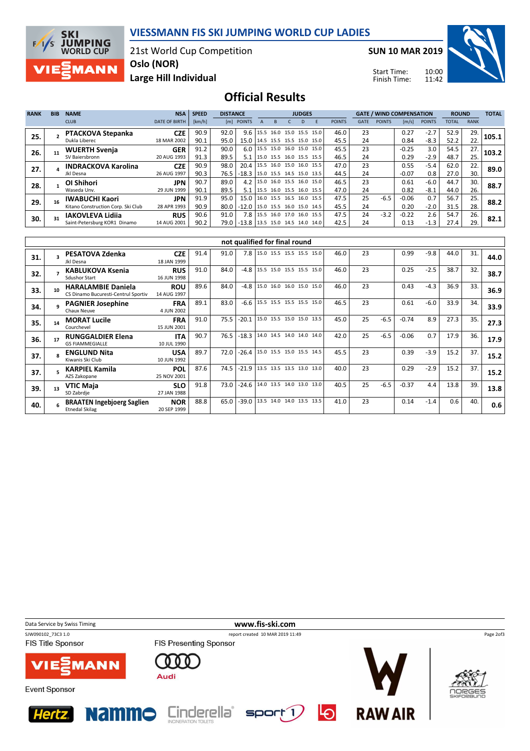# VIESSMANN FIS SKI JUMPING WORLD CUP LADIES

21st World Cup Competition
Oslo (NOR)
Large Hill Individual

SUN 10 MAR 2019

Start Time: 10:00
Finish Time: 11:42

## Official Results

| RANK | BIB | NAME / CLUB | NSA / DATE OF BIRTH | SPEED [km/h] | DISTANCE [m] | DISTANCE POINTS | A | B | C | D | E | JUDGES POINTS | GATE | GATE POINTS | WIND [m/s] | WIND POINTS | ROUND TOTAL | ROUND RANK | TOTAL |
|---|---|---|---|---|---|---|---|---|---|---|---|---|---|---|---|---|---|---|---|
| 25. | 2 | PTACKOVA Stepanka / Dukla Liberec | CZE / 18 MAR 2002 | 90.9 | 92.0 | 9.6 | 15.5 | 16.0 | 15.0 | 15.5 | 15.0 | 46.0 | 23 | | 0.27 | -2.7 | 52.9 | 29. | 105.1 |
| | | | | 90.1 | 95.0 | 15.0 | 14.5 | 15.5 | 15.5 | 15.0 | 15.0 | 45.5 | 24 | | 0.84 | -8.3 | 52.2 | 22. | |
| 26. | 11 | WUERTH Svenja / SV Baiersbronn | GER / 20 AUG 1993 | 91.2 | 90.0 | 6.0 | 15.5 | 15.0 | 16.0 | 15.0 | 15.0 | 45.5 | 23 | | -0.25 | 3.0 | 54.5 | 27. | 103.2 |
| | | | | 91.3 | 89.5 | 5.1 | 15.0 | 15.5 | 16.0 | 15.5 | 15.5 | 46.5 | 24 | | 0.29 | -2.9 | 48.7 | 25. | |
| 27. | 4 | INDRACKOVA Karolina / Jkl Desna | CZE / 26 AUG 1997 | 90.9 | 98.0 | 20.4 | 15.5 | 16.0 | 15.0 | 16.0 | 15.5 | 47.0 | 23 | | 0.55 | -5.4 | 62.0 | 22. | 89.0 |
| | | | | 90.3 | 76.5 | -18.3 | 15.0 | 15.5 | 14.5 | 15.0 | 13.5 | 44.5 | 24 | | -0.07 | 0.8 | 27.0 | 30. | |
| 28. | 1 | OI Shihori / Waseda Unv. | JPN / 29 JUN 1999 | 90.7 | 89.0 | 4.2 | 15.0 | 16.0 | 15.5 | 16.0 | 15.0 | 46.5 | 23 | | 0.61 | -6.0 | 44.7 | 30. | 88.7 |
| | | | | 90.1 | 89.5 | 5.1 | 15.5 | 16.0 | 15.5 | 16.0 | 15.5 | 47.0 | 24 | | 0.82 | -8.1 | 44.0 | 26. | |
| 29. | 16 | IWABUCHI Kaori / Kitano Construction Corp. Ski Club | JPN / 28 APR 1993 | 91.9 | 95.0 | 15.0 | 16.0 | 15.5 | 16.5 | 16.0 | 15.5 | 47.5 | 25 | -6.5 | -0.06 | 0.7 | 56.7 | 25. | 88.2 |
| | | | | 90.9 | 80.0 | -12.0 | 15.0 | 15.5 | 16.0 | 15.0 | 14.5 | 45.5 | 24 | | 0.20 | -2.0 | 31.5 | 28. | |
| 30. | 31 | IAKOVLEVA Lidiia / Saint-Petersburg KOR1 Dinamo | RUS / 14 AUG 2001 | 90.6 | 91.0 | 7.8 | 15.5 | 16.0 | 17.0 | 16.0 | 15.5 | 47.5 | 24 | -3.2 | -0.22 | 2.6 | 54.7 | 26. | 82.1 |
| | | | | 90.2 | 79.0 | -13.8 | 13.5 | 15.0 | 14.5 | 14.0 | 14.0 | 42.5 | 24 | | 0.13 | -1.3 | 27.4 | 29. | |

### not qualified for final round

| RANK | BIB | NAME / CLUB | NSA / DATE OF BIRTH | SPEED [km/h] | DISTANCE [m] | DISTANCE POINTS | A | B | C | D | E | JUDGES POINTS | GATE | GATE POINTS | WIND [m/s] | WIND POINTS | ROUND TOTAL | ROUND RANK | TOTAL |
|---|---|---|---|---|---|---|---|---|---|---|---|---|---|---|---|---|---|---|---|
| 31. | 3 | PESATOVA Zdenka / Jkl Desna | CZE / 18 JAN 1999 | 91.4 | 91.0 | 7.8 | 15.0 | 15.5 | 15.5 | 15.5 | 15.0 | 46.0 | 23 | | 0.99 | -9.8 | 44.0 | 31. | 44.0 |
| 32. | 7 | KABLUKOVA Ksenia / Sdushor Start | RUS / 16 JUN 1998 | 91.0 | 84.0 | -4.8 | 15.5 | 15.0 | 15.5 | 15.5 | 15.0 | 46.0 | 23 | | 0.25 | -2.5 | 38.7 | 32. | 38.7 |
| 33. | 10 | HARALAMBIE Daniela / CS Dinamo Bucuresti-Centrul Sportiv | ROU / 14 AUG 1997 | 89.6 | 84.0 | -4.8 | 15.0 | 16.0 | 16.0 | 15.0 | 15.0 | 46.0 | 23 | | 0.43 | -4.3 | 36.9 | 33. | 36.9 |
| 34. | 9 | PAGNIER Josephine / Chaux Neuve | FRA / 4 JUN 2002 | 89.1 | 83.0 | -6.6 | 15.5 | 15.5 | 15.5 | 15.5 | 15.0 | 46.5 | 23 | | 0.61 | -6.0 | 33.9 | 34. | 33.9 |
| 35. | 14 | MORAT Lucile / Courchevel | FRA / 15 JUN 2001 | 91.0 | 75.5 | -20.1 | 15.0 | 15.5 | 15.0 | 15.0 | 13.5 | 45.0 | 25 | -6.5 | -0.74 | 8.9 | 27.3 | 35. | 27.3 |
| 36. | 17 | RUNGGALDIER Elena / GS FIAMMEGIALLE | ITA / 10 JUL 1990 | 90.7 | 76.5 | -18.3 | 14.0 | 14.5 | 14.0 | 14.0 | 14.0 | 42.0 | 25 | -6.5 | -0.06 | 0.7 | 17.9 | 36. | 17.9 |
| 37. | 8 | ENGLUND Nita / Kiwanis Ski Club | USA / 10 JUN 1992 | 89.7 | 72.0 | -26.4 | 15.0 | 15.5 | 15.0 | 15.5 | 14.5 | 45.5 | 23 | | 0.39 | -3.9 | 15.2 | 37. | 15.2 |
| 37. | 5 | KARPIEL Kamila / AZS Zakopane | POL / 25 NOV 2001 | 87.6 | 74.5 | -21.9 | 13.5 | 13.5 | 13.5 | 13.0 | 13.0 | 40.0 | 23 | | 0.29 | -2.9 | 15.2 | 37. | 15.2 |
| 39. | 13 | VTIC Maja / SD Zabrdje | SLO / 27 JAN 1988 | 91.8 | 73.0 | -24.6 | 14.0 | 13.5 | 14.0 | 13.0 | 13.0 | 40.5 | 25 | -6.5 | -0.37 | 4.4 | 13.8 | 39. | 13.8 |
| 40. | 6 | BRAATEN Ingebjoerg Saglien / Etnedal Skilag | NOR / 20 SEP 1999 | 88.8 | 65.0 | -39.0 | 13.5 | 14.0 | 14.0 | 13.5 | 13.5 | 41.0 | 23 | | 0.14 | -1.4 | 0.6 | 40. | 0.6 |

Data Service by Swiss Timing
www.fis-ski.com
SJW090102_73C3 1.0
report created 10 MAR 2019 11:49

FIS Title Sponsor: VIESSMANN
FIS Presenting Sponsor: Audi
Event Sponsor: Hertz, Nammo, Cinderella, sport 1, RAW AIR, Norges Skiforbund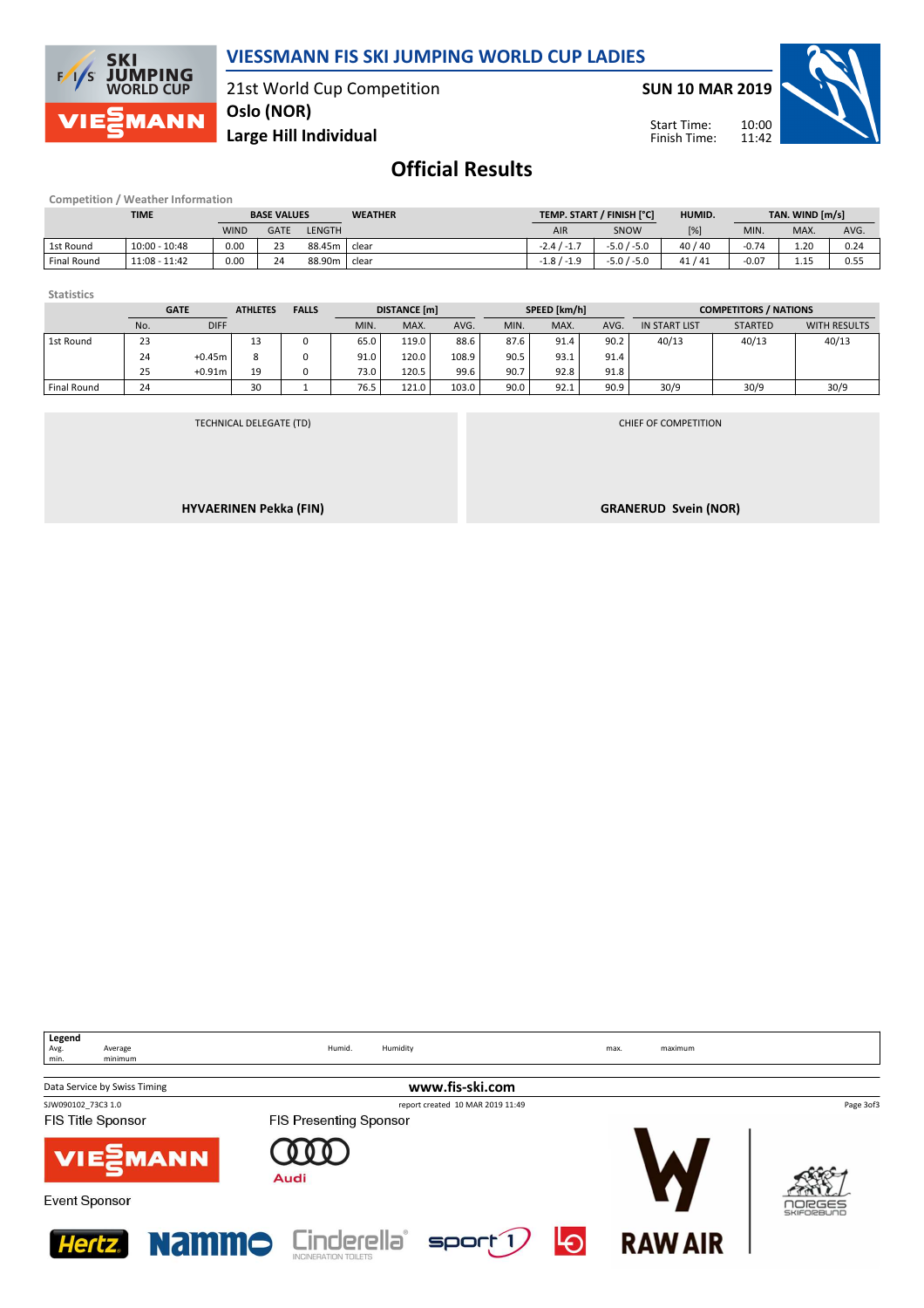# VIESSMANN FIS SKI JUMPING WORLD CUP LADIES

21st World Cup Competition
Oslo (NOR)
Large Hill Individual

**SUN 10 MAR 2019**

Start Time: 10:00
Finish Time: 11:42

## Official Results

### Competition / Weather Information

| | TIME | BASE VALUES | | | WEATHER | TEMP. START / FINISH [°C] | | HUMID. | TAN. WIND [m/s] | | |
|---|---|---|---|---|---|---|---|---|---|---|---|
| | | WIND | GATE | LENGTH | | AIR | SNOW | [%] | MIN. | MAX. | AVG. |
| 1st Round | 10:00 - 10:48 | 0.00 | 23 | 88.45m | clear | -2.4 / -1.7 | -5.0 / -5.0 | 40 / 40 | -0.74 | 1.20 | 0.24 |
| Final Round | 11:08 - 11:42 | 0.00 | 24 | 88.90m | clear | -1.8 / -1.9 | -5.0 / -5.0 | 41 / 41 | -0.07 | 1.15 | 0.55 |

### Statistics

| | GATE | | ATHLETES | FALLS | DISTANCE [m] | | | SPEED [km/h] | | | COMPETITORS / NATIONS | | |
|---|---|---|---|---|---|---|---|---|---|---|---|---|---|
| | No. | DIFF | | | MIN. | MAX. | AVG. | MIN. | MAX. | AVG. | IN START LIST | STARTED | WITH RESULTS |
| 1st Round | 23 | | 13 | 0 | 65.0 | 119.0 | 88.6 | 87.6 | 91.4 | 90.2 | 40/13 | 40/13 | 40/13 |
| | 24 | +0.45m | 8 | 0 | 91.0 | 120.0 | 108.9 | 90.5 | 93.1 | 91.4 | | | |
| | 25 | +0.91m | 19 | 0 | 73.0 | 120.5 | 99.6 | 90.7 | 92.8 | 91.8 | | | |
| Final Round | 24 | | 30 | 1 | 76.5 | 121.0 | 103.0 | 90.0 | 92.1 | 90.9 | 30/9 | 30/9 | 30/9 |

| TECHNICAL DELEGATE (TD) | CHIEF OF COMPETITION |
|---|---|
| **HYVAERINEN Pekka (FIN)** | **GRANERUD Svein (NOR)** |

**Legend**
Avg. Average
min. minimum
Humid. Humidity
max. maximum

Data Service by Swiss Timing
www.fis-ski.com
SJW090102_73C3 1.0
report created 10 MAR 2019 11:49

FIS Title Sponsor
FIS Presenting Sponsor
Event Sponsor